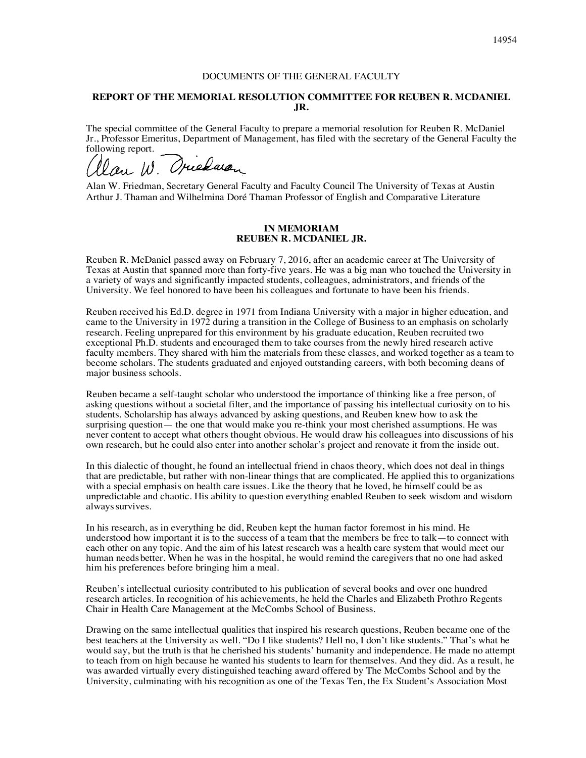DOCUMENTS OF THE GENERAL FACULTY

**REPORT OF THE MEMORIAL RESOLUTION COMMITTEE FOR REUBEN R. MCDANIEL JR.**

The special committee of the General Faculty to prepare a memorial resolution for Reuben R. McDaniel Jr., Professor Emeritus, Department of Management, has filed with the secretary of the General Faculty the following report.

Alan W. Friedman, Secretary General Faculty and Faculty Council The University of Texas at Austin
Arthur J. Thaman and Wilhelmina Doré Thaman Professor of English and Comparative Literature

## IN MEMORIAM
## REUBEN R. MCDANIEL JR.

Reuben R. McDaniel passed away on February 7, 2016, after an academic career at The University of Texas at Austin that spanned more than forty-five years. He was a big man who touched the University in a variety of ways and significantly impacted students, colleagues, administrators, and friends of the University. We feel honored to have been his colleagues and fortunate to have been his friends.

Reuben received his Ed.D. degree in 1971 from Indiana University with a major in higher education, and came to the University in 1972 during a transition in the College of Business to an emphasis on scholarly research. Feeling unprepared for this environment by his graduate education, Reuben recruited two exceptional Ph.D. students and encouraged them to take courses from the newly hired research active faculty members. They shared with him the materials from these classes, and worked together as a team to become scholars. The students graduated and enjoyed outstanding careers, with both becoming deans of major business schools.

Reuben became a self-taught scholar who understood the importance of thinking like a free person, of asking questions without a societal filter, and the importance of passing his intellectual curiosity on to his students. Scholarship has always advanced by asking questions, and Reuben knew how to ask the surprising question— the one that would make you re-think your most cherished assumptions. He was never content to accept what others thought obvious. He would draw his colleagues into discussions of his own research, but he could also enter into another scholar's project and renovate it from the inside out.

In this dialectic of thought, he found an intellectual friend in chaos theory, which does not deal in things that are predictable, but rather with non-linear things that are complicated. He applied this to organizations with a special emphasis on health care issues. Like the theory that he loved, he himself could be as unpredictable and chaotic. His ability to question everything enabled Reuben to seek wisdom and wisdom always survives.

In his research, as in everything he did, Reuben kept the human factor foremost in his mind. He understood how important it is to the success of a team that the members be free to talk—to connect with each other on any topic. And the aim of his latest research was a health care system that would meet our human needs better. When he was in the hospital, he would remind the caregivers that no one had asked him his preferences before bringing him a meal.

Reuben's intellectual curiosity contributed to his publication of several books and over one hundred research articles. In recognition of his achievements, he held the Charles and Elizabeth Prothro Regents Chair in Health Care Management at the McCombs School of Business.

Drawing on the same intellectual qualities that inspired his research questions, Reuben became one of the best teachers at the University as well. "Do I like students? Hell no, I don't like students." That's what he would say, but the truth is that he cherished his students' humanity and independence. He made no attempt to teach from on high because he wanted his students to learn for themselves. And they did. As a result, he was awarded virtually every distinguished teaching award offered by The McCombs School and by the University, culminating with his recognition as one of the Texas Ten, the Ex Student's Association Most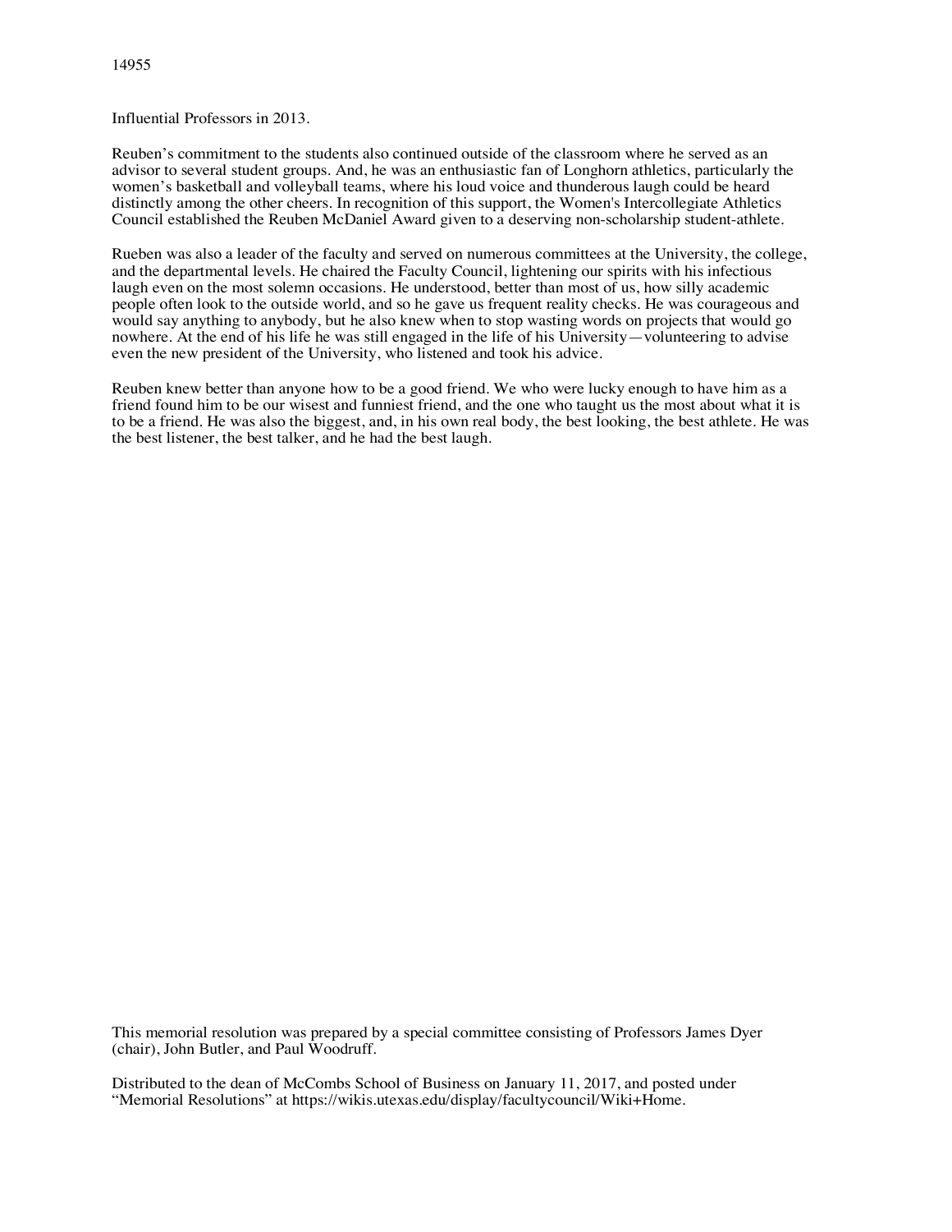Influential Professors in 2013.

Reuben's commitment to the students also continued outside of the classroom where he served as an advisor to several student groups. And, he was an enthusiastic fan of Longhorn athletics, particularly the women's basketball and volleyball teams, where his loud voice and thunderous laugh could be heard distinctly among the other cheers. In recognition of this support, the Women's Intercollegiate Athletics Council established the Reuben McDaniel Award given to a deserving non-scholarship student-athlete.

Rueben was also a leader of the faculty and served on numerous committees at the University, the college, and the departmental levels. He chaired the Faculty Council, lightening our spirits with his infectious laugh even on the most solemn occasions. He understood, better than most of us, how silly academic people often look to the outside world, and so he gave us frequent reality checks. He was courageous and would say anything to anybody, but he also knew when to stop wasting words on projects that would go nowhere. At the end of his life he was still engaged in the life of his University—volunteering to advise even the new president of the University, who listened and took his advice.

Reuben knew better than anyone how to be a good friend. We who were lucky enough to have him as a friend found him to be our wisest and funniest friend, and the one who taught us the most about what it is to be a friend. He was also the biggest, and, in his own real body, the best looking, the best athlete. He was the best listener, the best talker, and he had the best laugh.

This memorial resolution was prepared by a special committee consisting of Professors James Dyer (chair), John Butler, and Paul Woodruff.

Distributed to the dean of McCombs School of Business on January 11, 2017, and posted under "Memorial Resolutions" at https://wikis.utexas.edu/display/facultycouncil/Wiki+Home.